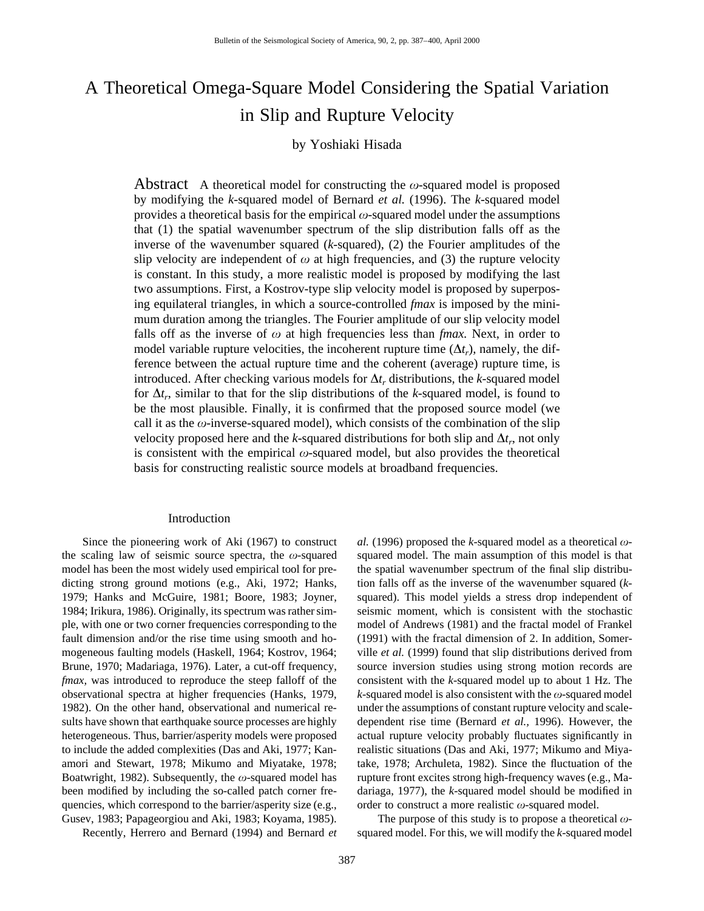# A Theoretical Omega-Square Model Considering the Spatial Variation in Slip and Rupture Velocity

by Yoshiaki Hisada

**Abstract** A theoretical model for constructing the $\omega$-squared model is proposed by modifying the *k*-squared model of Bernard *et al.* (1996). The *k*-squared model provides a theoretical basis for the empirical $\omega$-squared model under the assumptions that (1) the spatial wavenumber spectrum of the slip distribution falls off as the inverse of the wavenumber squared (*k*-squared), (2) the Fourier amplitudes of the slip velocity are independent of $\omega$ at high frequencies, and (3) the rupture velocity is constant. In this study, a more realistic model is proposed by modifying the last two assumptions. First, a Kostrov-type slip velocity model is proposed by superposing equilateral triangles, in which a source-controlled *fmax* is imposed by the minimum duration among the triangles. The Fourier amplitude of our slip velocity model falls off as the inverse of $\omega$ at high frequencies less than *fmax*. Next, in order to model variable rupture velocities, the incoherent rupture time ($\Delta t_r$), namely, the difference between the actual rupture time and the coherent (average) rupture time, is introduced. After checking various models for $\Delta t_r$ distributions, the *k*-squared model for $\Delta t_r$, similar to that for the slip distributions of the *k*-squared model, is found to be the most plausible. Finally, it is confirmed that the proposed source model (we call it as the $\omega$-inverse-squared model), which consists of the combination of the slip velocity proposed here and the *k*-squared distributions for both slip and $\Delta t_r$, not only is consistent with the empirical $\omega$-squared model, but also provides the theoretical basis for constructing realistic source models at broadband frequencies.

## Introduction

Since the pioneering work of Aki (1967) to construct the scaling law of seismic source spectra, the $\omega$-squared model has been the most widely used empirical tool for predicting strong ground motions (e.g., Aki, 1972; Hanks, 1979; Hanks and McGuire, 1981; Boore, 1983; Joyner, 1984; Irikura, 1986). Originally, its spectrum was rather simple, with one or two corner frequencies corresponding to the fault dimension and/or the rise time using smooth and homogeneous faulting models (Haskell, 1964; Kostrov, 1964; Brune, 1970; Madariaga, 1976). Later, a cut-off frequency, *fmax,* was introduced to reproduce the steep falloff of the observational spectra at higher frequencies (Hanks, 1979, 1982). On the other hand, observational and numerical results have shown that earthquake source processes are highly heterogeneous. Thus, barrier/asperity models were proposed to include the added complexities (Das and Aki, 1977; Kanamori and Stewart, 1978; Mikumo and Miyatake, 1978; Boatwright, 1982). Subsequently, the $\omega$-squared model has been modified by including the so-called patch corner frequencies, which correspond to the barrier/asperity size (e.g., Gusev, 1983; Papageorgiou and Aki, 1983; Koyama, 1985).

Recently, Herrero and Bernard (1994) and Bernard *et al.* (1996) proposed the *k*-squared model as a theoretical $\omega$-squared model. The main assumption of this model is that the spatial wavenumber spectrum of the final slip distribution falls off as the inverse of the wavenumber squared (*k*-squared). This model yields a stress drop independent of seismic moment, which is consistent with the stochastic model of Andrews (1981) and the fractal model of Frankel (1991) with the fractal dimension of 2. In addition, Somerville *et al.* (1999) found that slip distributions derived from source inversion studies using strong motion records are consistent with the *k*-squared model up to about 1 Hz. The *k*-squared model is also consistent with the $\omega$-squared model under the assumptions of constant rupture velocity and scale-dependent rise time (Bernard *et al.,* 1996). However, the actual rupture velocity probably fluctuates significantly in realistic situations (Das and Aki, 1977; Mikumo and Miyatake, 1978; Archuleta, 1982). Since the fluctuation of the rupture front excites strong high-frequency waves (e.g., Madariaga, 1977), the *k*-squared model should be modified in order to construct a more realistic $\omega$-squared model.

The purpose of this study is to propose a theoretical $\omega$-squared model. For this, we will modify the *k*-squared model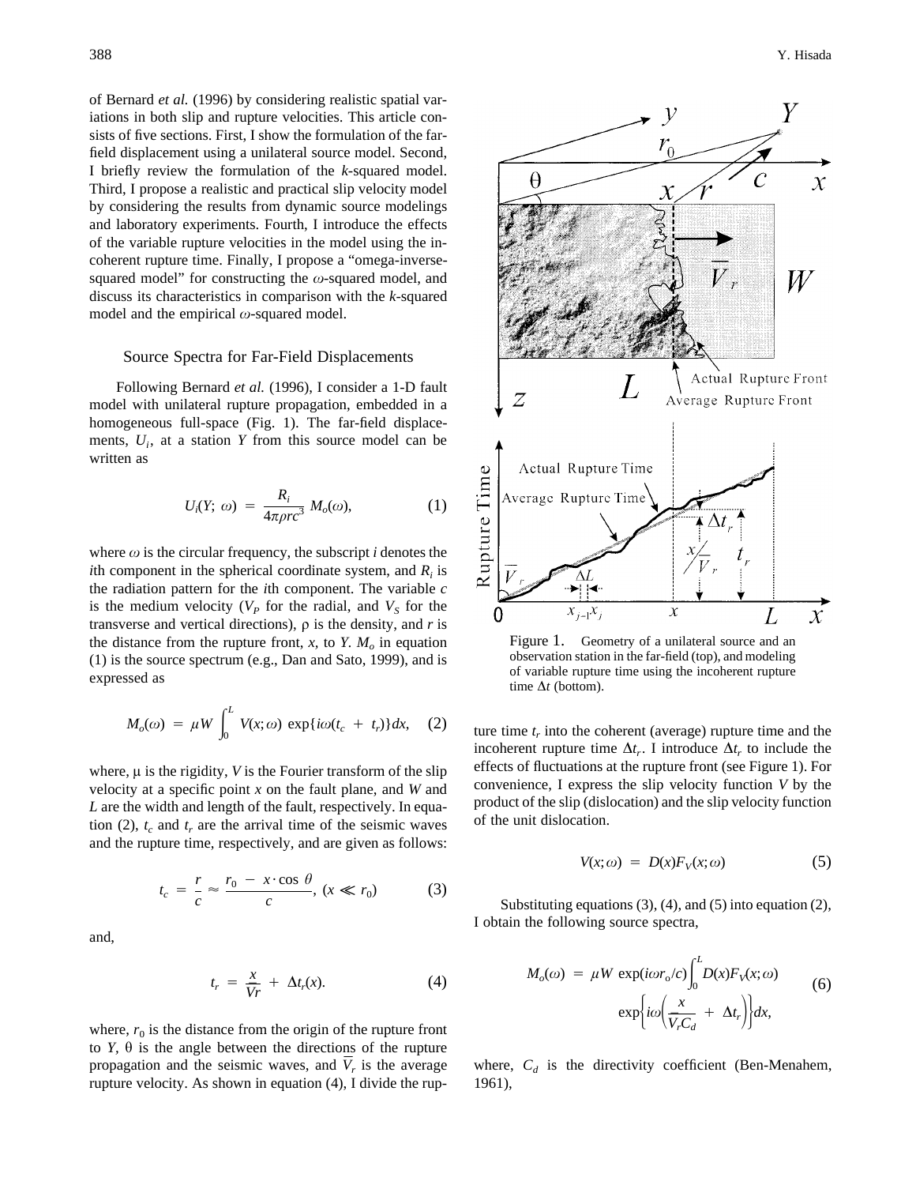of Bernard *et al.* (1996) by considering realistic spatial variations in both slip and rupture velocities. This article consists of five sections. First, I show the formulation of the far-field displacement using a unilateral source model. Second, I briefly review the formulation of the *k*-squared model. Third, I propose a realistic and practical slip velocity model by considering the results from dynamic source modelings and laboratory experiments. Fourth, I introduce the effects of the variable rupture velocities in the model using the incoherent rupture time. Finally, I propose a "omega-inverse-squared model" for constructing the $\omega$-squared model, and discuss its characteristics in comparison with the *k*-squared model and the empirical $\omega$-squared model.

## Source Spectra for Far-Field Displacements

Following Bernard *et al.* (1996), I consider a 1-D fault model with unilateral rupture propagation, embedded in a homogeneous full-space (Fig. 1). The far-field displacements, $U_i$, at a station $Y$ from this source model can be written as

$$U_i(Y;\,\omega) \;=\; \frac{R_i}{4\pi\rho r c^3}\, M_o(\omega), \tag{1}$$

where $\omega$ is the circular frequency, the subscript $i$ denotes the $i$th component in the spherical coordinate system, and $R_i$ is the radiation pattern for the $i$th component. The variable $c$ is the medium velocity ($V_P$ for the radial, and $V_S$ for the transverse and vertical directions), $\rho$ is the density, and $r$ is the distance from the rupture front, $x$, to $Y$. $M_o$ in equation (1) is the source spectrum (e.g., Dan and Sato, 1999), and is expressed as

$$M_o(\omega) \;=\; \mu W \int_0^L V(x;\omega)\, \exp\{i\omega(t_c \,+\, t_r)\}dx, \tag{2}$$

where, $\mu$ is the rigidity, $V$ is the Fourier transform of the slip velocity at a specific point $x$ on the fault plane, and $W$ and $L$ are the width and length of the fault, respectively. In equation (2), $t_c$ and $t_r$ are the arrival time of the seismic waves and the rupture time, respectively, and are given as follows:

$$t_c \;=\; \frac{r}{c} \approx \frac{r_0 \,-\, x \cdot \cos\,\theta}{c},\ (x \ll r_0) \tag{3}$$

and,

$$t_r \;=\; \frac{x}{\overline{V}r} \,+\, \Delta t_r(x). \tag{4}$$

where, $r_0$ is the distance from the origin of the rupture front to $Y$, $\theta$ is the angle between the directions of the rupture propagation and the seismic waves, and $\overline{V}_r$ is the average rupture velocity. As shown in equation (4), I divide the rupture time $t_r$ into the coherent (average) rupture time and the incoherent rupture time $\Delta t_r$. I introduce $\Delta t_r$ to include the effects of fluctuations at the rupture front (see Figure 1). For convenience, I express the slip velocity function $V$ by the product of the slip (dislocation) and the slip velocity function of the unit dislocation.

Figure 1. Geometry of a unilateral source and an observation station in the far-field (top), and modeling of variable rupture time using the incoherent rupture time $\Delta t$ (bottom).

$$V(x;\omega) \;=\; D(x)F_V(x;\omega) \tag{5}$$

Substituting equations (3), (4), and (5) into equation (2), I obtain the following source spectra,

$$M_o(\omega) \;=\; \mu W\, \exp(i\omega r_o/c)\int_0^L D(x)F_V(x;\omega)\, \exp\left\{i\omega\left(\frac{x}{\overline{V}_r C_d} \,+\, \Delta t_r\right)\right\}dx, \tag{6}$$

where, $C_d$ is the directivity coefficient (Ben-Menahem, 1961),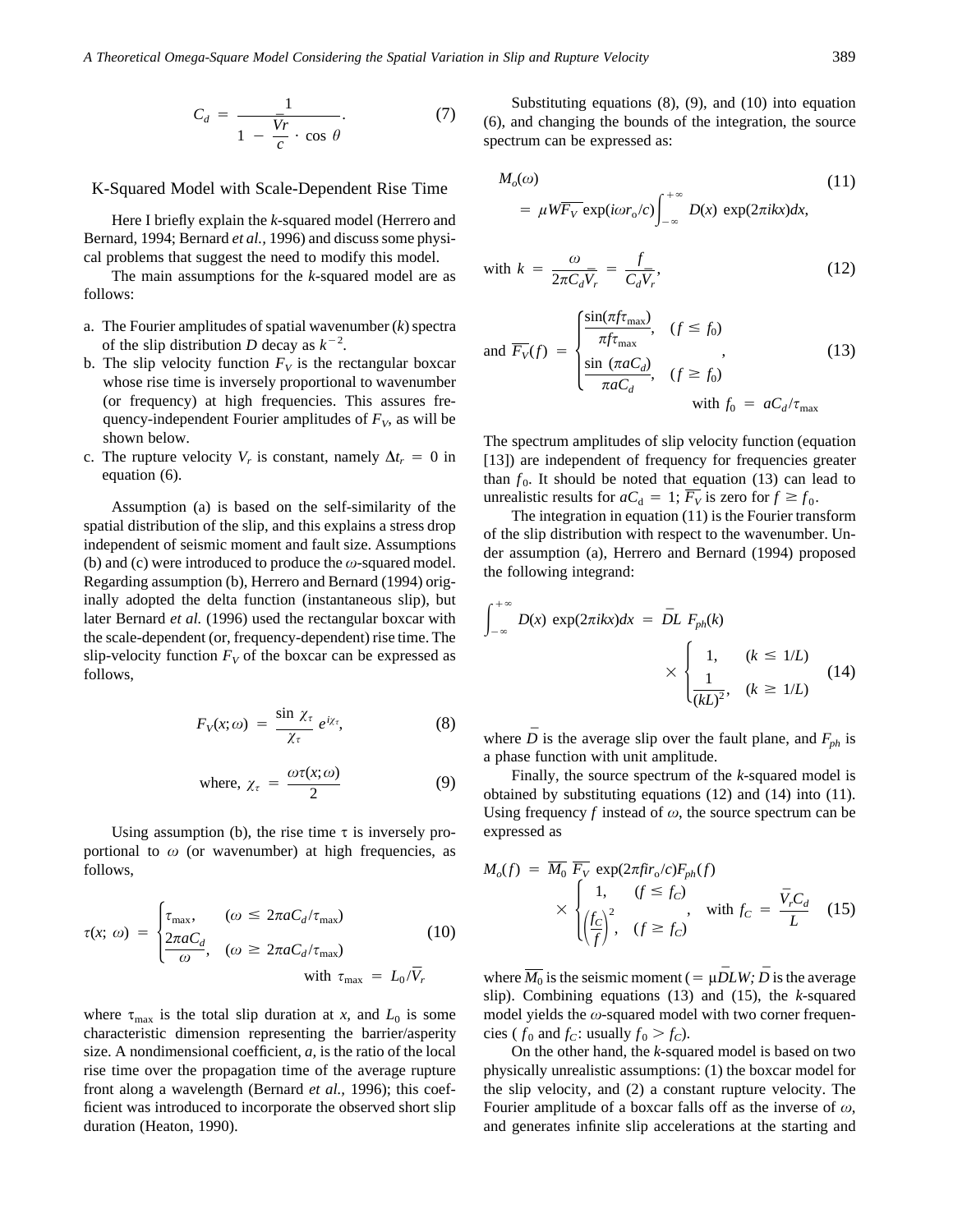$$C_d = \frac{1}{1 - \frac{\bar{V}r}{c} \cdot \cos\theta}. \tag{7}$$

## K-Squared Model with Scale-Dependent Rise Time

Here I briefly explain the *k*-squared model (Herrero and Bernard, 1994; Bernard *et al.*, 1996) and discuss some physical problems that suggest the need to modify this model.

The main assumptions for the *k*-squared model are as follows:

a. The Fourier amplitudes of spatial wavenumber ($k$) spectra of the slip distribution $D$ decay as $k^{-2}$.
b. The slip velocity function $F_V$ is the rectangular boxcar whose rise time is inversely proportional to wavenumber (or frequency) at high frequencies. This assures frequency-independent Fourier amplitudes of $F_V$, as will be shown below.
c. The rupture velocity $V_r$ is constant, namely $\Delta t_r = 0$ in equation (6).

Assumption (a) is based on the self-similarity of the spatial distribution of the slip, and this explains a stress drop independent of seismic moment and fault size. Assumptions (b) and (c) were introduced to produce the $\omega$-squared model. Regarding assumption (b), Herrero and Bernard (1994) originally adopted the delta function (instantaneous slip), but later Bernard *et al.* (1996) used the rectangular boxcar with the scale-dependent (or, frequency-dependent) rise time. The slip-velocity function $F_V$ of the boxcar can be expressed as follows,

$$F_V(x;\omega) = \frac{\sin \chi_\tau}{\chi_\tau} e^{i\chi_\tau}, \tag{8}$$

$$\text{where, } \chi_\tau = \frac{\omega\tau(x;\omega)}{2} \tag{9}$$

Using assumption (b), the rise time $\tau$ is inversely proportional to $\omega$ (or wavenumber) at high frequencies, as follows,

$$\tau(x;\,\omega) = \begin{cases} \tau_{\max}, & (\omega \le 2\pi a C_d/\tau_{\max}) \\ \dfrac{2\pi a C_d}{\omega}, & (\omega \ge 2\pi a C_d/\tau_{\max}) \end{cases} \quad \text{with } \tau_{\max} = L_0/\bar{V}_r \tag{10}$$

where $\tau_{\max}$ is the total slip duration at $x$, and $L_0$ is some characteristic dimension representing the barrier/asperity size. A nondimensional coefficient, $a$, is the ratio of the local rise time over the propagation time of the average rupture front along a wavelength (Bernard *et al.*, 1996); this coefficient was introduced to incorporate the observed short slip duration (Heaton, 1990).

Substituting equations (8), (9), and (10) into equation (6), and changing the bounds of the integration, the source spectrum can be expressed as:

$$M_o(\omega) = \mu W\overline{F_V} \exp(i\omega r_o/c)\int_{-\infty}^{+\infty} D(x)\, \exp(2\pi ikx)dx, \tag{11}$$

$$\text{with } k = \frac{\omega}{2\pi C_d \bar{V}_r} = \frac{f}{C_d \bar{V}_r}, \tag{12}$$

$$\text{and } \overline{F_V}(f) = \begin{cases} \dfrac{\sin(\pi f \tau_{\max})}{\pi f \tau_{\max}}, & (f \le f_0) \\ \dfrac{\sin\,(\pi a C_d)}{\pi a C_d}, & (f \ge f_0) \end{cases}, \quad \text{with } f_0 = aC_d/\tau_{\max} \tag{13}$$

The spectrum amplitudes of slip velocity function (equation [13]) are independent of frequency for frequencies greater than $f_0$. It should be noted that equation (13) can lead to unrealistic results for $aC_d = 1$; $\overline{F_V}$ is zero for $f \ge f_0$.

The integration in equation (11) is the Fourier transform of the slip distribution with respect to the wavenumber. Under assumption (a), Herrero and Bernard (1994) proposed the following integrand:

$$\int_{-\infty}^{+\infty} D(x)\, \exp(2\pi ikx)dx = \bar{D}L\, F_{ph}(k) \times \begin{cases} 1, & (k \le 1/L) \\ \dfrac{1}{(kL)^2}, & (k \ge 1/L) \end{cases} \tag{14}$$

where $\bar{D}$ is the average slip over the fault plane, and $F_{ph}$ is a phase function with unit amplitude.

Finally, the source spectrum of the *k*-squared model is obtained by substituting equations (12) and (14) into (11). Using frequency $f$ instead of $\omega$, the source spectrum can be expressed as

$$M_o(f) = \overline{M_0}\, \overline{F_V}\, \exp(2\pi fir_o/c)F_{ph}(f) \times \begin{cases} 1, & (f \le f_C) \\ \left(\dfrac{f_C}{f}\right)^2, & (f \ge f_C) \end{cases}, \quad \text{with } f_C = \frac{\bar{V}_r C_d}{L} \tag{15}$$

where $\overline{M_0}$ is the seismic moment ($= \mu\bar{D}LW$; $\bar{D}$ is the average slip). Combining equations (13) and (15), the *k*-squared model yields the $\omega$-squared model with two corner frequencies ( $f_0$ and $f_C$: usually $f_0 > f_C$).

On the other hand, the *k*-squared model is based on two physically unrealistic assumptions: (1) the boxcar model for the slip velocity, and (2) a constant rupture velocity. The Fourier amplitude of a boxcar falls off as the inverse of $\omega$, and generates infinite slip accelerations at the starting and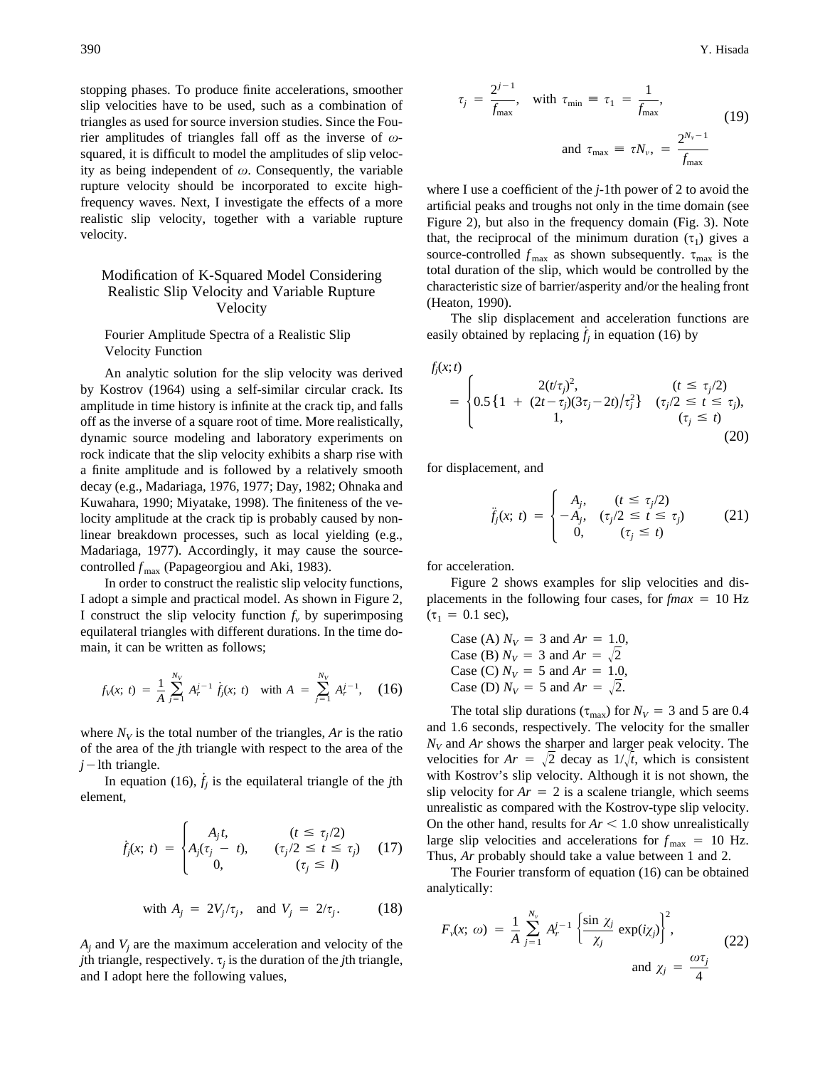stopping phases. To produce finite accelerations, smoother slip velocities have to be used, such as a combination of triangles as used for source inversion studies. Since the Fourier amplitudes of triangles fall off as the inverse of $\omega$-squared, it is difficult to model the amplitudes of slip velocity as being independent of $\omega$. Consequently, the variable rupture velocity should be incorporated to excite high-frequency waves. Next, I investigate the effects of a more realistic slip velocity, together with a variable rupture velocity.

## Modification of K-Squared Model Considering Realistic Slip Velocity and Variable Rupture Velocity

### Fourier Amplitude Spectra of a Realistic Slip Velocity Function

An analytic solution for the slip velocity was derived by Kostrov (1964) using a self-similar circular crack. Its amplitude in time history is infinite at the crack tip, and falls off as the inverse of a square root of time. More realistically, dynamic source modeling and laboratory experiments on rock indicate that the slip velocity exhibits a sharp rise with a finite amplitude and is followed by a relatively smooth decay (e.g., Madariaga, 1976, 1977; Day, 1982; Ohnaka and Kuwahara, 1990; Miyatake, 1998). The finiteness of the velocity amplitude at the crack tip is probably caused by nonlinear breakdown processes, such as local yielding (e.g., Madariaga, 1977). Accordingly, it may cause the source-controlled $f_{\max}$ (Papageorgiou and Aki, 1983).

In order to construct the realistic slip velocity functions, I adopt a simple and practical model. As shown in Figure 2, I construct the slip velocity function $f_v$ by superimposing equilateral triangles with different durations. In the time domain, it can be written as follows;

$$f_V(x;\ t) = \frac{1}{A}\sum_{j=1}^{N_V} A_r^{j-1}\ \dot{f}_j(x;\ t) \quad \text{with } A = \sum_{j=1}^{N_V} A_r^{j-1}, \tag{16}$$

where $N_V$ is the total number of the triangles, $Ar$ is the ratio of the area of the $j$th triangle with respect to the area of the $j-1$th triangle.

In equation (16), $\dot{f}_j$ is the equilateral triangle of the $j$th element,

$$\dot{f}_j(x;\ t) = \begin{cases} A_j t, & (t \le \tau_j/2) \\ A_j(\tau_j - t), & (\tau_j/2 \le t \le \tau_j) \\ 0, & (\tau_j \le l) \end{cases} \tag{17}$$

$$\text{with } A_j = 2V_j/\tau_j, \quad \text{and } V_j = 2/\tau_j. \tag{18}$$

$A_j$ and $V_j$ are the maximum acceleration and velocity of the $j$th triangle, respectively. $\tau_j$ is the duration of the $j$th triangle, and I adopt here the following values,

$$\tau_j = \frac{2^{j-1}}{f_{\max}}, \quad \text{with } \tau_{\min} \equiv \tau_1 = \frac{1}{f_{\max}}, \quad \text{and } \tau_{\max} \equiv \tau N_v, = \frac{2^{N_v-1}}{f_{\max}} \tag{19}$$

where I use a coefficient of the $j$-1th power of 2 to avoid the artificial peaks and troughs not only in the time domain (see Figure 2), but also in the frequency domain (Fig. 3). Note that, the reciprocal of the minimum duration ($\tau_1$) gives a source-controlled $f_{\max}$ as shown subsequently. $\tau_{\max}$ is the total duration of the slip, which would be controlled by the characteristic size of barrier/asperity and/or the healing front (Heaton, 1990).

The slip displacement and acceleration functions are easily obtained by replacing $\dot{f}_j$ in equation (16) by

$$f_j(x;t) = \begin{cases} 2(t/\tau_j)^2, & (t \le \tau_j/2) \\ 0.5\{1 + (2t-\tau_j)(3\tau_j - 2t)/\tau_j^2\} & (\tau_j/2 \le t \le \tau_j), \\ 1, & (\tau_j \le t) \end{cases} \tag{20}$$

for displacement, and

$$\ddot{f}_j(x;\ t) = \begin{cases} A_j, & (t \le \tau_j/2) \\ -A_j, & (\tau_j/2 \le t \le \tau_j) \\ 0, & (\tau_j \le t) \end{cases} \tag{21}$$

for acceleration.

Figure 2 shows examples for slip velocities and displacements in the following four cases, for $fmax = 10$ Hz ($\tau_1 = 0.1$ sec),

Case (A) $N_V = 3$ and $Ar = 1.0$,
Case (B) $N_V = 3$ and $Ar = \sqrt{2}$
Case (C) $N_V = 5$ and $Ar = 1.0$,
Case (D) $N_V = 5$ and $Ar = \sqrt{2}$.

The total slip durations ($\tau_{\max}$) for $N_V = 3$ and 5 are 0.4 and 1.6 seconds, respectively. The velocity for the smaller $N_V$ and $Ar$ shows the sharper and larger peak velocity. The velocities for $Ar = \sqrt{2}$ decay as $1/\sqrt{t}$, which is consistent with Kostrov's slip velocity. Although it is not shown, the slip velocity for $Ar = 2$ is a scalene triangle, which seems unrealistic as compared with the Kostrov-type slip velocity. On the other hand, results for $Ar < 1.0$ show unrealistically large slip velocities and accelerations for $f_{\max} = 10$ Hz. Thus, $Ar$ probably should take a value between 1 and 2.

The Fourier transform of equation (16) can be obtained analytically:

$$F_v(x;\ \omega) = \frac{1}{A}\sum_{j=1}^{N_v} A_r^{j-1}\left\{\frac{\sin\chi_j}{\chi_j}\exp(i\chi_j)\right\}^2, \quad \text{and } \chi_j = \frac{\omega\tau_j}{4} \tag{22}$$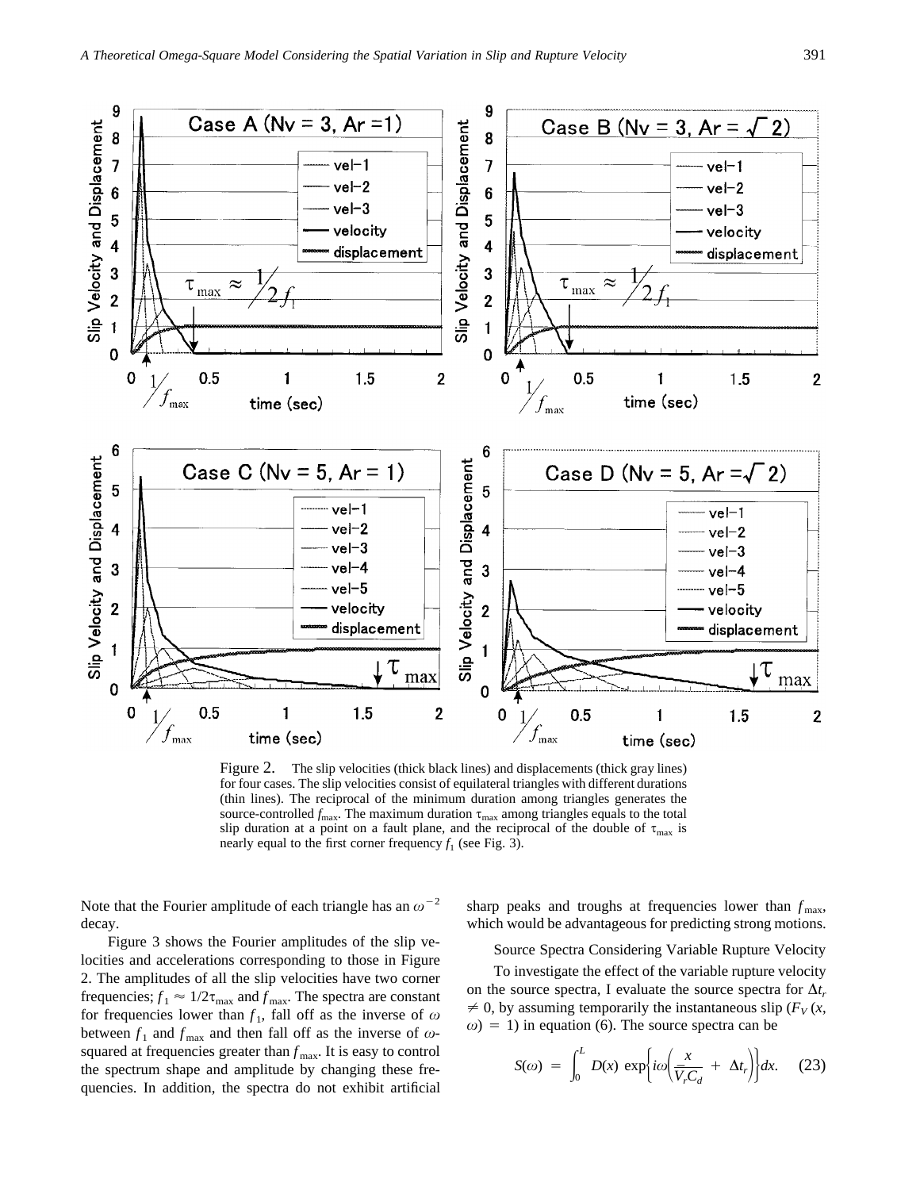Figure 2. The slip velocities (thick black lines) and displacements (thick gray lines) for four cases. The slip velocities consist of equilateral triangles with different durations (thin lines). The reciprocal of the minimum duration among triangles generates the source-controlled $f_{\max}$. The maximum duration $\tau_{\max}$ among triangles equals to the total slip duration at a point on a fault plane, and the reciprocal of the double of $\tau_{\max}$ is nearly equal to the first corner frequency $f_1$ (see Fig. 3).

Note that the Fourier amplitude of each triangle has an $\omega^{-2}$ decay.

Figure 3 shows the Fourier amplitudes of the slip velocities and accelerations corresponding to those in Figure 2. The amplitudes of all the slip velocities have two corner frequencies; $f_1 \approx 1/2\tau_{\max}$ and $f_{\max}$. The spectra are constant for frequencies lower than $f_1$, fall off as the inverse of $\omega$ between $f_1$ and $f_{\max}$ and then fall off as the inverse of $\omega$-squared at frequencies greater than $f_{\max}$. It is easy to control the spectrum shape and amplitude by changing these frequencies. In addition, the spectra do not exhibit artificial sharp peaks and troughs at frequencies lower than $f_{\max}$, which would be advantageous for predicting strong motions.

## Source Spectra Considering Variable Rupture Velocity

To investigate the effect of the variable rupture velocity on the source spectra, I evaluate the source spectra for $\Delta t_r \neq 0$, by assuming temporarily the instantaneous slip ($F_V(x, \omega) = 1$) in equation (6). The source spectra can be

$$S(\omega) = \int_0^L D(x) \exp\left\{i\omega\left(\frac{x}{\bar{V}_r C_d} + \Delta t_r\right)\right\} dx. \quad (23)$$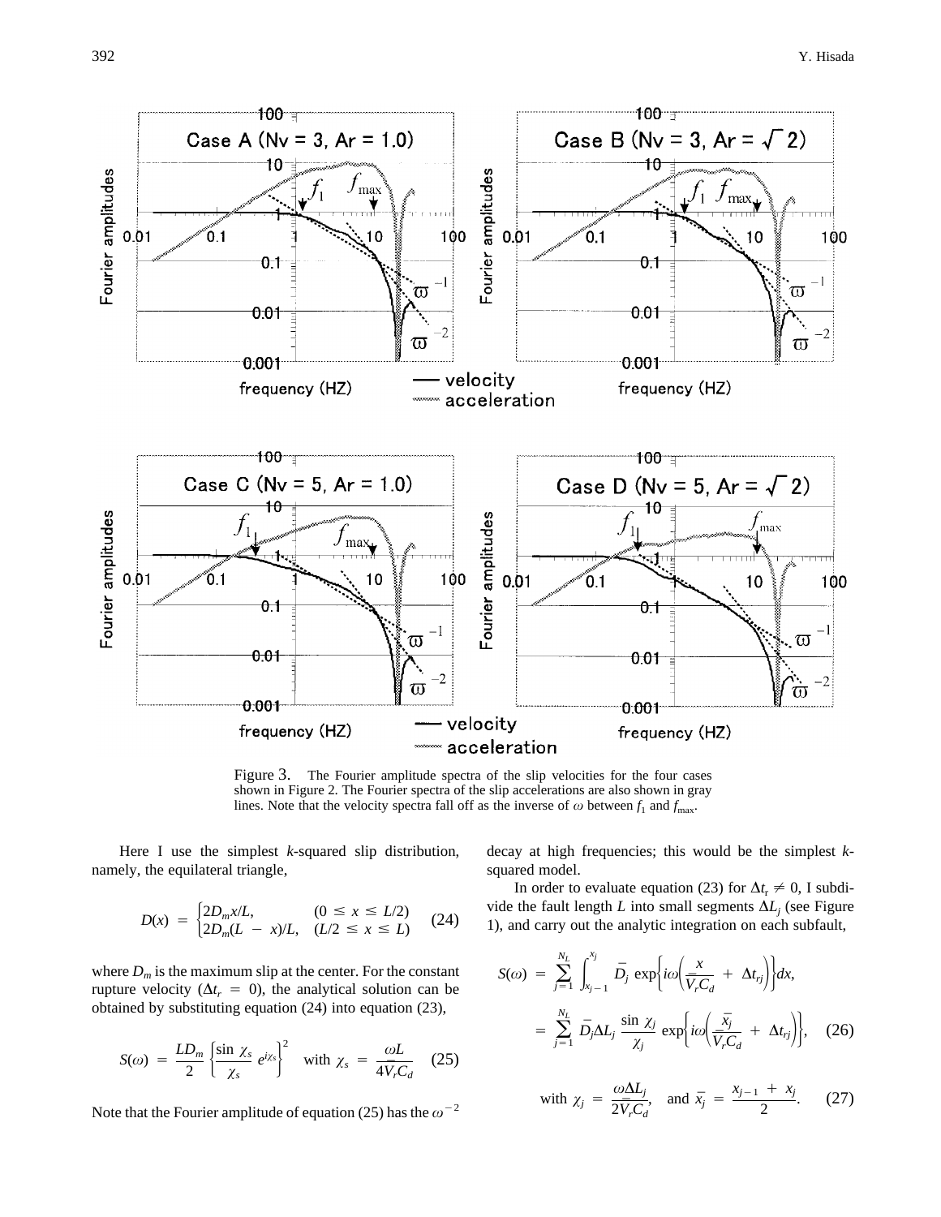Figure 3. The Fourier amplitude spectra of the slip velocities for the four cases shown in Figure 2. The Fourier spectra of the slip accelerations are also shown in gray lines. Note that the velocity spectra fall off as the inverse of $\omega$ between $f_1$ and $f_{max}$.

Here I use the simplest $k$-squared slip distribution, namely, the equilateral triangle,

$$D(x) = \begin{cases} 2D_m x/L, & (0 \leq x \leq L/2) \\ 2D_m(L - x)/L, & (L/2 \leq x \leq L) \end{cases} \quad (24)$$

where $D_m$ is the maximum slip at the center. For the constant rupture velocity ($\Delta t_r = 0$), the analytical solution can be obtained by substituting equation (24) into equation (23),

$$S(\omega) = \frac{LD_m}{2} \left\{ \frac{\sin \chi_s}{\chi_s} e^{i\chi_s} \right\}^2 \quad \text{with } \chi_s = \frac{\omega L}{4\bar{V}_r C_d} \quad (25)$$

Note that the Fourier amplitude of equation (25) has the $\omega^{-2}$ decay at high frequencies; this would be the simplest $k$-squared model.

In order to evaluate equation (23) for $\Delta t_r \neq 0$, I subdivide the fault length $L$ into small segments $\Delta L_j$ (see Figure 1), and carry out the analytic integration on each subfault,

$$\begin{aligned} S(\omega) &= \sum_{j=1}^{N_L} \int_{x_{j-1}}^{x_j} \bar{D}_j \exp\left\{ i\omega\left( \frac{x}{\bar{V}_r C_d} + \Delta t_{rj} \right) \right\} dx, \\ &= \sum_{j=1}^{N_L} \bar{D}_j \Delta L_j \frac{\sin \chi_j}{\chi_j} \exp\left\{ i\omega\left( \frac{\bar{x}_j}{\bar{V}_r C_d} + \Delta t_{rj} \right) \right\}, \end{aligned} \quad (26)$$

$$\text{with } \chi_j = \frac{\omega \Delta L_j}{2\bar{V}_r C_d}, \quad \text{and } \bar{x}_j = \frac{x_{j-1} + x_j}{2}. \quad (27)$$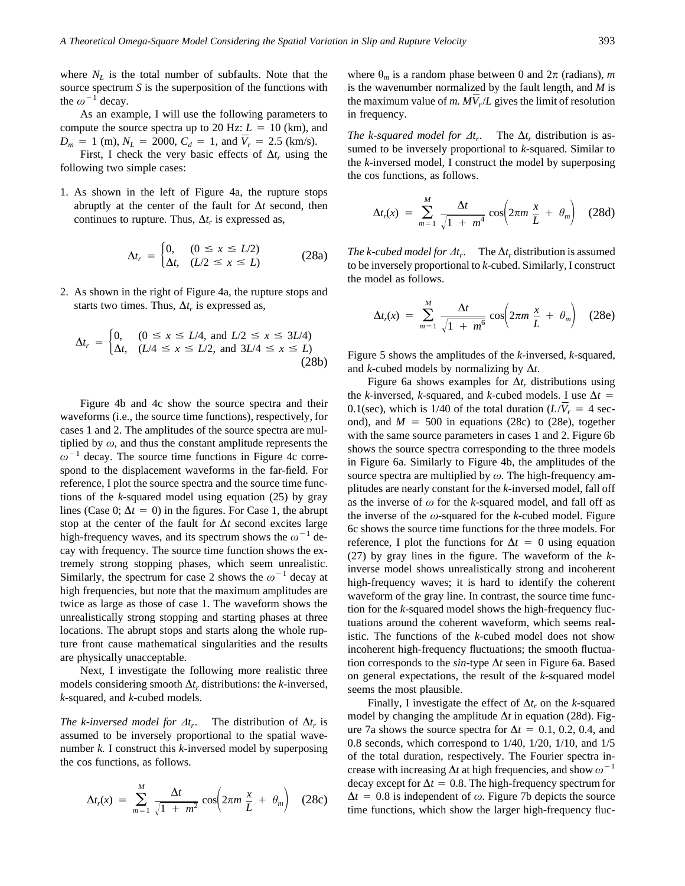where $N_L$ is the total number of subfaults. Note that the source spectrum $S$ is the superposition of the functions with the $\omega^{-1}$ decay.

As an example, I will use the following parameters to compute the source spectra up to 20 Hz: $L = 10$ (km), and $D_m = 1$ (m), $N_L = 2000$, $C_d = 1$, and $\overline{V}_r = 2.5$ (km/s).

First, I check the very basic effects of $\Delta t_r$ using the following two simple cases:

1. As shown in the left of Figure 4a, the rupture stops abruptly at the center of the fault for $\Delta t$ second, then continues to rupture. Thus, $\Delta t_r$ is expressed as,

$$\Delta t_r = \begin{cases} 0, & (0 \le x \le L/2) \\ \Delta t, & (L/2 \le x \le L) \end{cases} \tag{28a}$$

2. As shown in the right of Figure 4a, the rupture stops and starts two times. Thus, $\Delta t_r$ is expressed as,

$$\Delta t_r = \begin{cases} 0, & (0 \le x \le L/4, \text{ and } L/2 \le x \le 3L/4) \\ \Delta t, & (L/4 \le x \le L/2, \text{ and } 3L/4 \le x \le L) \end{cases} \tag{28b}$$

Figure 4b and 4c show the source spectra and their waveforms (i.e., the source time functions), respectively, for cases 1 and 2. The amplitudes of the source spectra are multiplied by $\omega$, and thus the constant amplitude represents the $\omega^{-1}$ decay. The source time functions in Figure 4c correspond to the displacement waveforms in the far-field. For reference, I plot the source spectra and the source time functions of the $k$-squared model using equation (25) by gray lines (Case 0; $\Delta t = 0$) in the figures. For Case 1, the abrupt stop at the center of the fault for $\Delta t$ second excites large high-frequency waves, and its spectrum shows the $\omega^{-1}$ decay with frequency. The source time function shows the extremely strong stopping phases, which seem unrealistic. Similarly, the spectrum for case 2 shows the $\omega^{-1}$ decay at high frequencies, but note that the maximum amplitudes are twice as large as those of case 1. The waveform shows the unrealistically strong stopping and starting phases at three locations. The abrupt stops and starts along the whole rupture front cause mathematical singularities and the results are physically unacceptable.

Next, I investigate the following more realistic three models considering smooth $\Delta t_r$ distributions: the $k$-inversed, $k$-squared, and $k$-cubed models.

*The k-inversed model for $\Delta t_r$.* The distribution of $\Delta t_r$ is assumed to be inversely proportional to the spatial wavenumber $k$. I construct this $k$-inversed model by superposing the cos functions, as follows.

$$\Delta t_r(x) = \sum_{m=1}^{M} \frac{\Delta t}{\sqrt{1 + m^2}} \cos\left(2\pi m \frac{x}{L} + \theta_m\right) \tag{28c}$$

where $\theta_m$ is a random phase between 0 and $2\pi$ (radians), $m$ is the wavenumber normalized by the fault length, and $M$ is the maximum value of $m$. $M\overline{V}_r/L$ gives the limit of resolution in frequency.

*The k-squared model for $\Delta t_r$.* The $\Delta t_r$ distribution is assumed to be inversely proportional to $k$-squared. Similar to the $k$-inversed model, I construct the model by superposing the cos functions, as follows.

$$\Delta t_r(x) = \sum_{m=1}^{M} \frac{\Delta t}{\sqrt{1 + m^4}} \cos\left(2\pi m \frac{x}{L} + \theta_m\right) \tag{28d}$$

*The k-cubed model for $\Delta t_r$.* The $\Delta t_r$ distribution is assumed to be inversely proportional to $k$-cubed. Similarly, I construct the model as follows.

$$\Delta t_r(x) = \sum_{m=1}^{M} \frac{\Delta t}{\sqrt{1 + m^6}} \cos\left(2\pi m \frac{x}{L} + \theta_m\right) \tag{28e}$$

Figure 5 shows the amplitudes of the $k$-inversed, $k$-squared, and $k$-cubed models by normalizing by $\Delta t$.

Figure 6a shows examples for $\Delta t_r$ distributions using the $k$-inversed, $k$-squared, and $k$-cubed models. I use $\Delta t = 0.1$(sec), which is 1/40 of the total duration ($L/\overline{V}_r = 4$ second), and $M = 500$ in equations (28c) to (28e), together with the same source parameters in cases 1 and 2. Figure 6b shows the source spectra corresponding to the three models in Figure 6a. Similarly to Figure 4b, the amplitudes of the source spectra are multiplied by $\omega$. The high-frequency amplitudes are nearly constant for the $k$-inversed model, fall off as the inverse of $\omega$ for the $k$-squared model, and fall off as the inverse of the $\omega$-squared for the $k$-cubed model. Figure 6c shows the source time functions for the three models. For reference, I plot the functions for $\Delta t = 0$ using equation (27) by gray lines in the figure. The waveform of the $k$-inverse model shows unrealistically strong and incoherent high-frequency waves; it is hard to identify the coherent waveform of the gray line. In contrast, the source time function for the $k$-squared model shows the high-frequency fluctuations around the coherent waveform, which seems realistic. The functions of the $k$-cubed model does not show incoherent high-frequency fluctuations; the smooth fluctuation corresponds to the *sin*-type $\Delta t$ seen in Figure 6a. Based on general expectations, the result of the $k$-squared model seems the most plausible.

Finally, I investigate the effect of $\Delta t_r$ on the $k$-squared model by changing the amplitude $\Delta t$ in equation (28d). Figure 7a shows the source spectra for $\Delta t = 0.1$, 0.2, 0.4, and 0.8 seconds, which correspond to 1/40, 1/20, 1/10, and 1/5 of the total duration, respectively. The Fourier spectra increase with increasing $\Delta t$ at high frequencies, and show $\omega^{-1}$ decay except for $\Delta t = 0.8$. The high-frequency spectrum for $\Delta t = 0.8$ is independent of $\omega$. Figure 7b depicts the source time functions, which show the larger high-frequency fluc-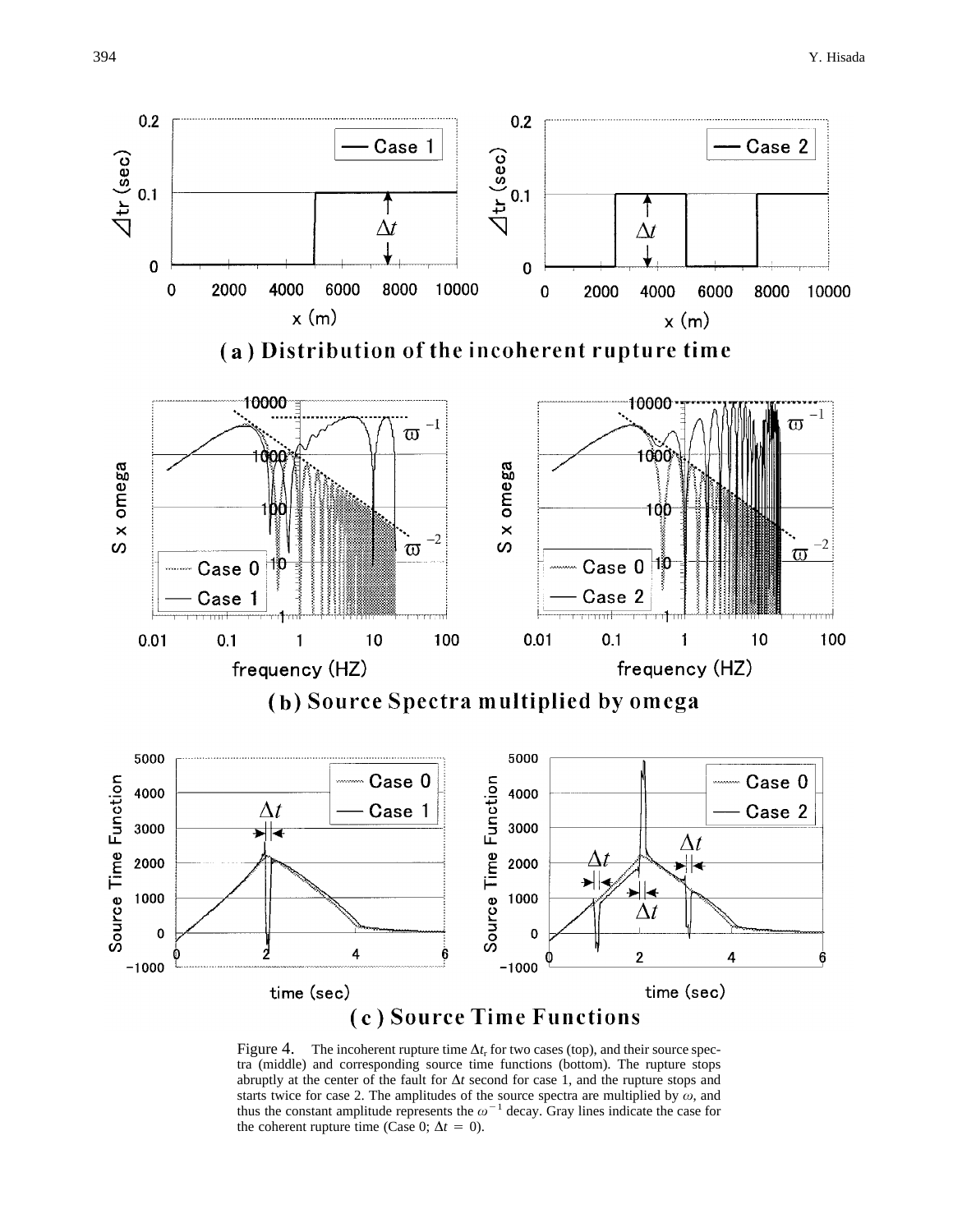(a) Distribution of the incoherent rupture time

(b) Source Spectra multiplied by omega

(c) Source Time Functions

Figure 4. The incoherent rupture time $\Delta t_r$ for two cases (top), and their source spectra (middle) and corresponding source time functions (bottom). The rupture stops abruptly at the center of the fault for $\Delta t$ second for case 1, and the rupture stops and starts twice for case 2. The amplitudes of the source spectra are multiplied by $\omega$, and thus the constant amplitude represents the $\omega^{-1}$ decay. Gray lines indicate the case for the coherent rupture time (Case 0; $\Delta t = 0$).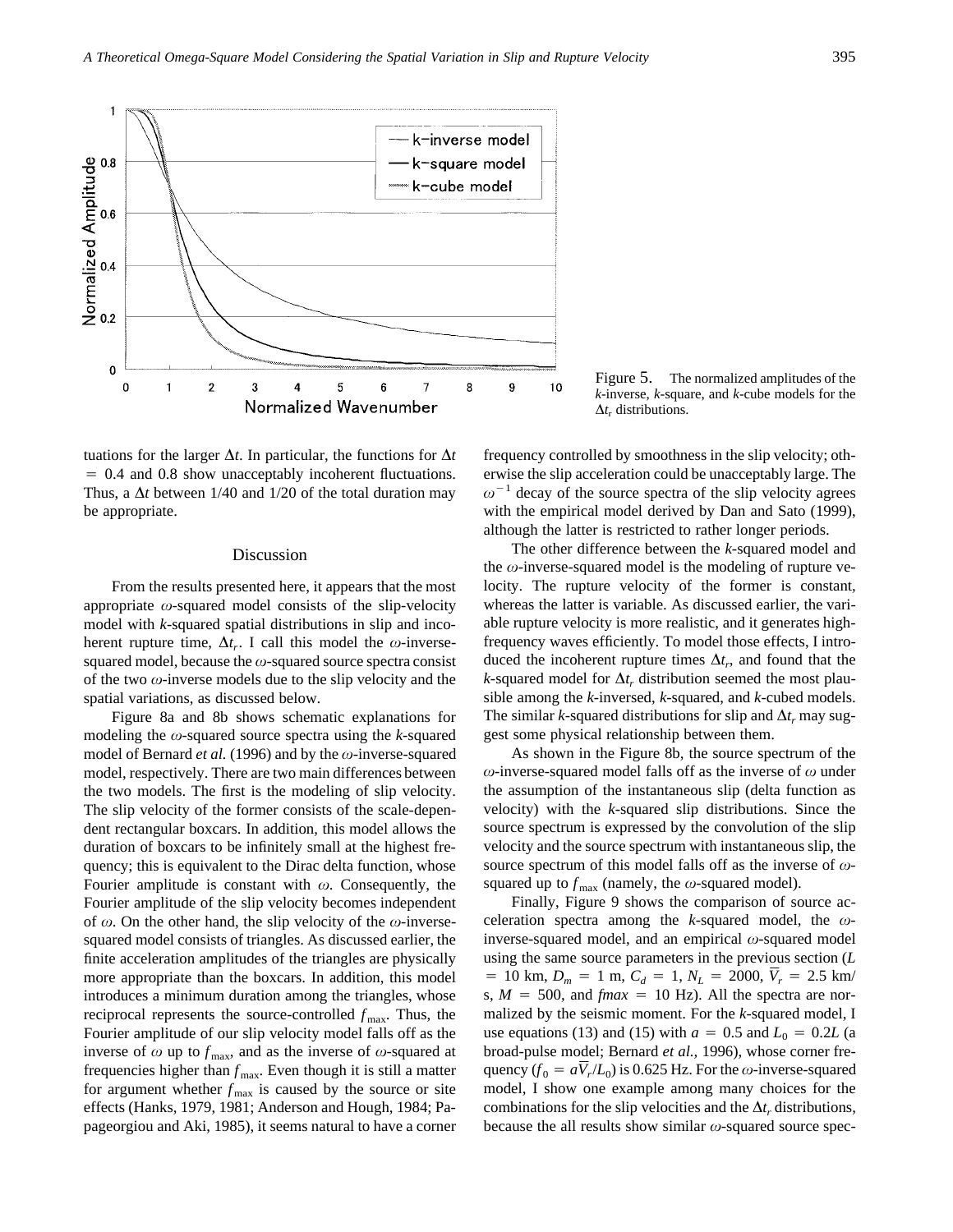Figure 5. The normalized amplitudes of the *k*-inverse, *k*-square, and *k*-cube models for the $\Delta t_r$ distributions.

tuations for the larger $\Delta t$. In particular, the functions for $\Delta t = 0.4$ and 0.8 show unacceptably incoherent fluctuations. Thus, a $\Delta t$ between 1/40 and 1/20 of the total duration may be appropriate.

## Discussion

From the results presented here, it appears that the most appropriate $\omega$-squared model consists of the slip-velocity model with *k*-squared spatial distributions in slip and incoherent rupture time, $\Delta t_r$. I call this model the $\omega$-inverse-squared model, because the $\omega$-squared source spectra consist of the two $\omega$-inverse models due to the slip velocity and the spatial variations, as discussed below.

Figure 8a and 8b shows schematic explanations for modeling the $\omega$-squared source spectra using the *k*-squared model of Bernard *et al.* (1996) and by the $\omega$-inverse-squared model, respectively. There are two main differences between the two models. The first is the modeling of slip velocity. The slip velocity of the former consists of the scale-dependent rectangular boxcars. In addition, this model allows the duration of boxcars to be infinitely small at the highest frequency; this is equivalent to the Dirac delta function, whose Fourier amplitude is constant with $\omega$. Consequently, the Fourier amplitude of the slip velocity becomes independent of $\omega$. On the other hand, the slip velocity of the $\omega$-inverse-squared model consists of triangles. As discussed earlier, the finite acceleration amplitudes of the triangles are physically more appropriate than the boxcars. In addition, this model introduces a minimum duration among the triangles, whose reciprocal represents the source-controlled $f_{\max}$. Thus, the Fourier amplitude of our slip velocity model falls off as the inverse of $\omega$ up to $f_{\max}$, and as the inverse of $\omega$-squared at frequencies higher than $f_{\max}$. Even though it is still a matter for argument whether $f_{\max}$ is caused by the source or site effects (Hanks, 1979, 1981; Anderson and Hough, 1984; Papageorgiou and Aki, 1985), it seems natural to have a corner frequency controlled by smoothness in the slip velocity; otherwise the slip acceleration could be unacceptably large. The $\omega^{-1}$ decay of the source spectra of the slip velocity agrees with the empirical model derived by Dan and Sato (1999), although the latter is restricted to rather longer periods.

The other difference between the *k*-squared model and the $\omega$-inverse-squared model is the modeling of rupture velocity. The rupture velocity of the former is constant, whereas the latter is variable. As discussed earlier, the variable rupture velocity is more realistic, and it generates high-frequency waves efficiently. To model those effects, I introduced the incoherent rupture times $\Delta t_r$, and found that the *k*-squared model for $\Delta t_r$ distribution seemed the most plausible among the *k*-inversed, *k*-squared, and *k*-cubed models. The similar *k*-squared distributions for slip and $\Delta t_r$ may suggest some physical relationship between them.

As shown in the Figure 8b, the source spectrum of the $\omega$-inverse-squared model falls off as the inverse of $\omega$ under the assumption of the instantaneous slip (delta function as velocity) with the *k*-squared slip distributions. Since the source spectrum is expressed by the convolution of the slip velocity and the source spectrum with instantaneous slip, the source spectrum of this model falls off as the inverse of $\omega$-squared up to $f_{\max}$ (namely, the $\omega$-squared model).

Finally, Figure 9 shows the comparison of source acceleration spectra among the *k*-squared model, the $\omega$-inverse-squared model, and an empirical $\omega$-squared model using the same source parameters in the previous section ($L = 10$ km, $D_m = 1$ m, $C_d = 1$, $N_L = 2000$, $\overline{V}_r = 2.5$ km/s, $M = 500$, and $fmax = 10$ Hz). All the spectra are normalized by the seismic moment. For the *k*-squared model, I use equations (13) and (15) with $a = 0.5$ and $L_0 = 0.2L$ (a broad-pulse model; Bernard *et al.,* 1996), whose corner frequency ($f_0 = a\overline{V}_r/L_0$) is 0.625 Hz. For the $\omega$-inverse-squared model, I show one example among many choices for the combinations for the slip velocities and the $\Delta t_r$ distributions, because the all results show similar $\omega$-squared source spec-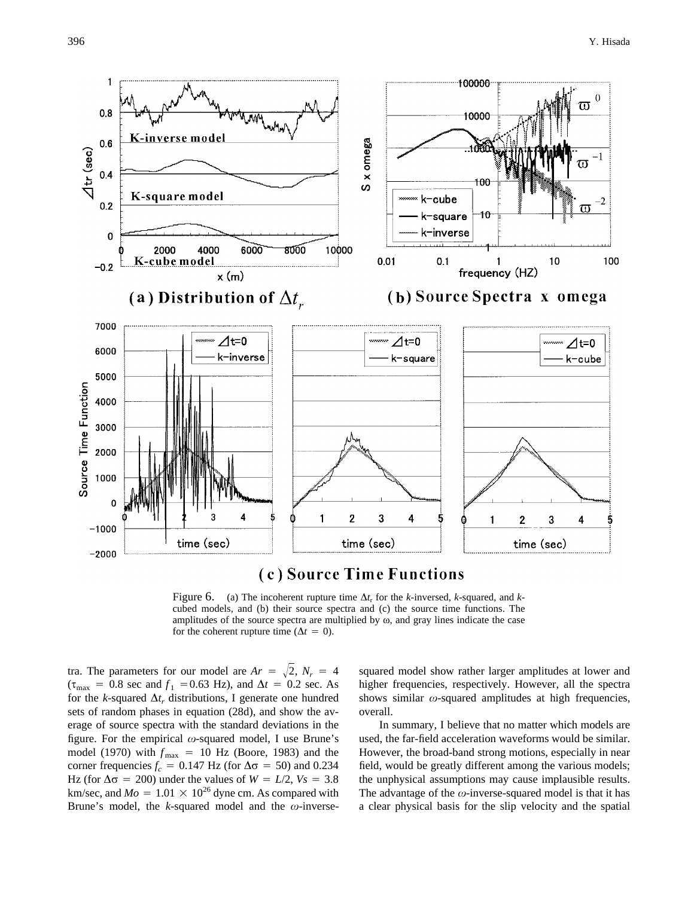Figure 6. (a) The incoherent rupture time $\Delta t_r$ for the *k*-inversed, *k*-squared, and *k*-cubed models, and (b) their source spectra and (c) the source time functions. The amplitudes of the source spectra are multiplied by ω, and gray lines indicate the case for the coherent rupture time ($\Delta t = 0$).

tra. The parameters for our model are $Ar = \sqrt{2}$, $N_r = 4$ ($\tau_{\max} = 0.8$ sec and $f_1 = 0.63$ Hz), and $\Delta t = 0.2$ sec. As for the *k*-squared $\Delta t_r$ distributions, I generate one hundred sets of random phases in equation (28d), and show the average of source spectra with the standard deviations in the figure. For the empirical $\omega$-squared model, I use Brune's model (1970) with $f_{\max} = 10$ Hz (Boore, 1983) and the corner frequencies $f_c = 0.147$ Hz (for $\Delta\sigma = 50$) and 0.234 Hz (for $\Delta\sigma = 200$) under the values of $W = L/2$, $Vs = 3.8$ km/sec, and $Mo = 1.01 \times 10^{26}$ dyne cm. As compared with Brune's model, the *k*-squared model and the $\omega$-inverse-squared model show rather larger amplitudes at lower and higher frequencies, respectively. However, all the spectra shows similar $\omega$-squared amplitudes at high frequencies, overall.

In summary, I believe that no matter which models are used, the far-field acceleration waveforms would be similar. However, the broad-band strong motions, especially in near field, would be greatly different among the various models; the unphysical assumptions may cause implausible results. The advantage of the $\omega$-inverse-squared model is that it has a clear physical basis for the slip velocity and the spatial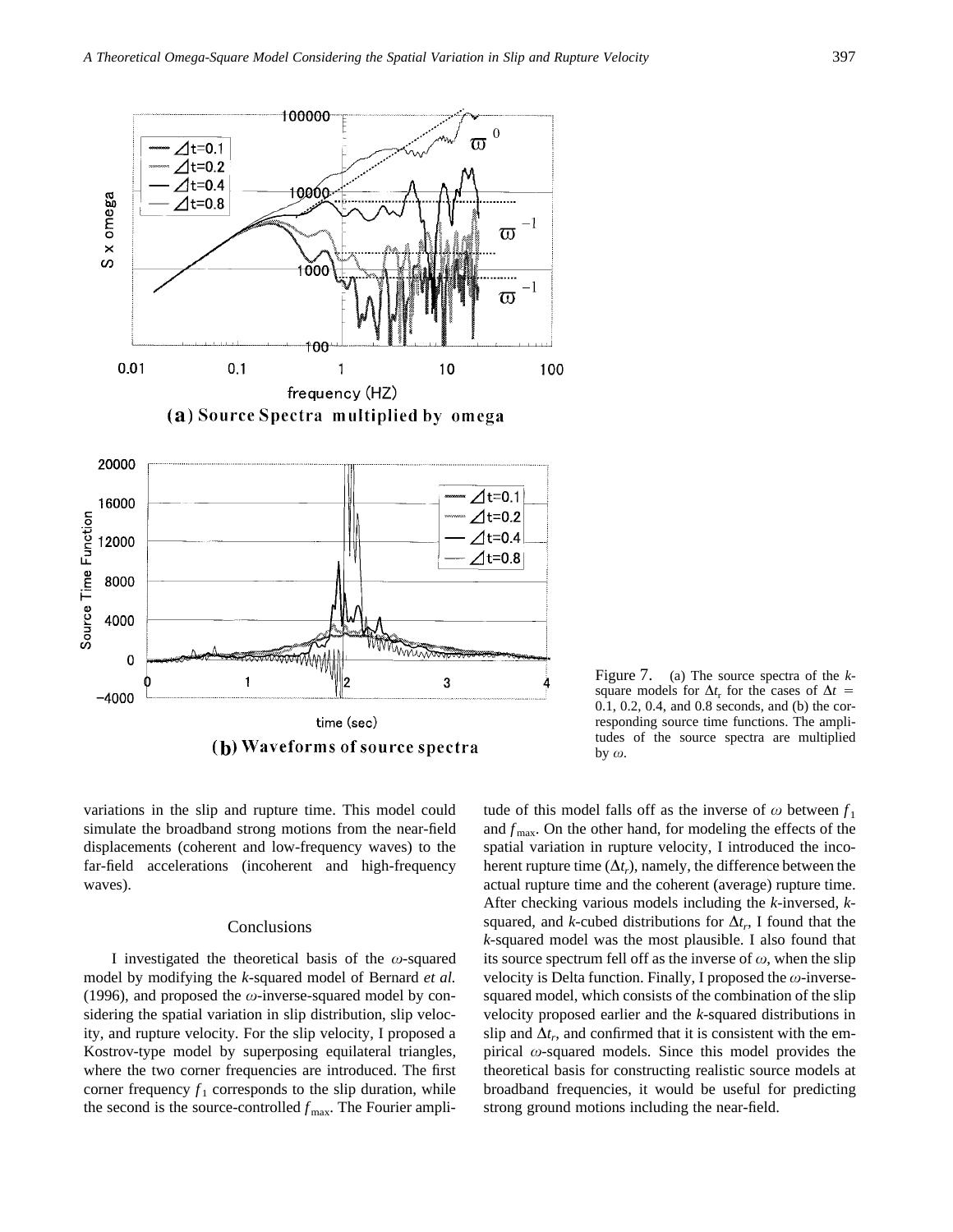Figure 7. (a) The source spectra of the $k$-square models for $\Delta t_r$ for the cases of $\Delta t$ = 0.1, 0.2, 0.4, and 0.8 seconds, and (b) the corresponding source time functions. The amplitudes of the source spectra are multiplied by $\omega$.

variations in the slip and rupture time. This model could simulate the broadband strong motions from the near-field displacements (coherent and low-frequency waves) to the far-field accelerations (incoherent and high-frequency waves).

## Conclusions

I investigated the theoretical basis of the $\omega$-squared model by modifying the $k$-squared model of Bernard *et al.* (1996), and proposed the $\omega$-inverse-squared model by considering the spatial variation in slip distribution, slip velocity, and rupture velocity. For the slip velocity, I proposed a Kostrov-type model by superposing equilateral triangles, where the two corner frequencies are introduced. The first corner frequency $f_1$ corresponds to the slip duration, while the second is the source-controlled $f_{max}$. The Fourier amplitude of this model falls off as the inverse of $\omega$ between $f_1$ and $f_{max}$. On the other hand, for modeling the effects of the spatial variation in rupture velocity, I introduced the incoherent rupture time ($\Delta t_r$), namely, the difference between the actual rupture time and the coherent (average) rupture time. After checking various models including the $k$-inversed, $k$-squared, and $k$-cubed distributions for $\Delta t_r$, I found that the $k$-squared model was the most plausible. I also found that its source spectrum fell off as the inverse of $\omega$, when the slip velocity is Delta function. Finally, I proposed the $\omega$-inverse-squared model, which consists of the combination of the slip velocity proposed earlier and the $k$-squared distributions in slip and $\Delta t_r$, and confirmed that it is consistent with the empirical $\omega$-squared models. Since this model provides the theoretical basis for constructing realistic source models at broadband frequencies, it would be useful for predicting strong ground motions including the near-field.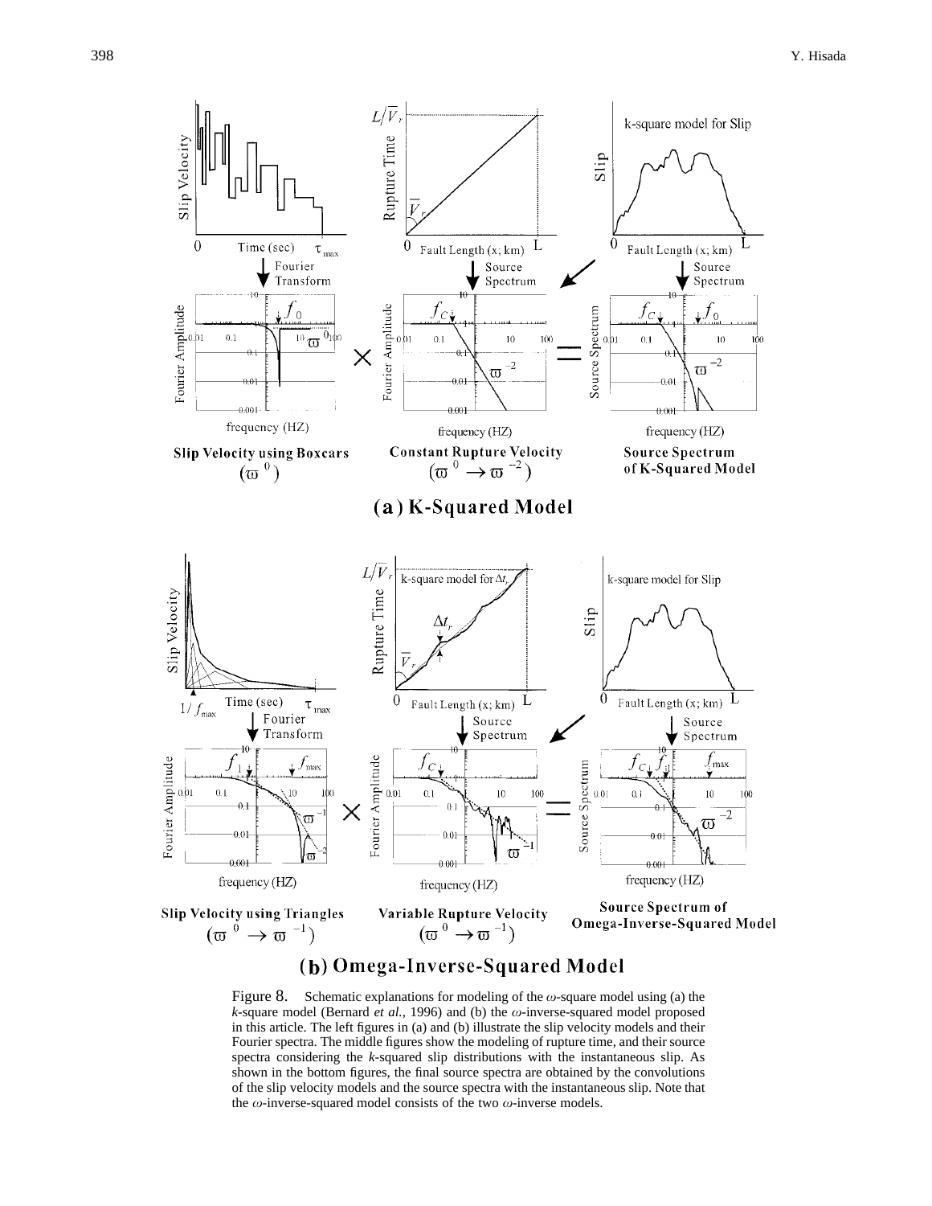Figure 8. Schematic explanations for modeling of the $\omega$-square model using (a) the $k$-square model (Bernard *et al.,* 1996) and (b) the $\omega$-inverse-squared model proposed in this article. The left figures in (a) and (b) illustrate the slip velocity models and their Fourier spectra. The middle figures show the modeling of rupture time, and their source spectra considering the $k$-squared slip distributions with the instantaneous slip. As shown in the bottom figures, the final source spectra are obtained by the convolutions of the slip velocity models and the source spectra with the instantaneous slip. Note that the $\omega$-inverse-squared model consists of the two $\omega$-inverse models.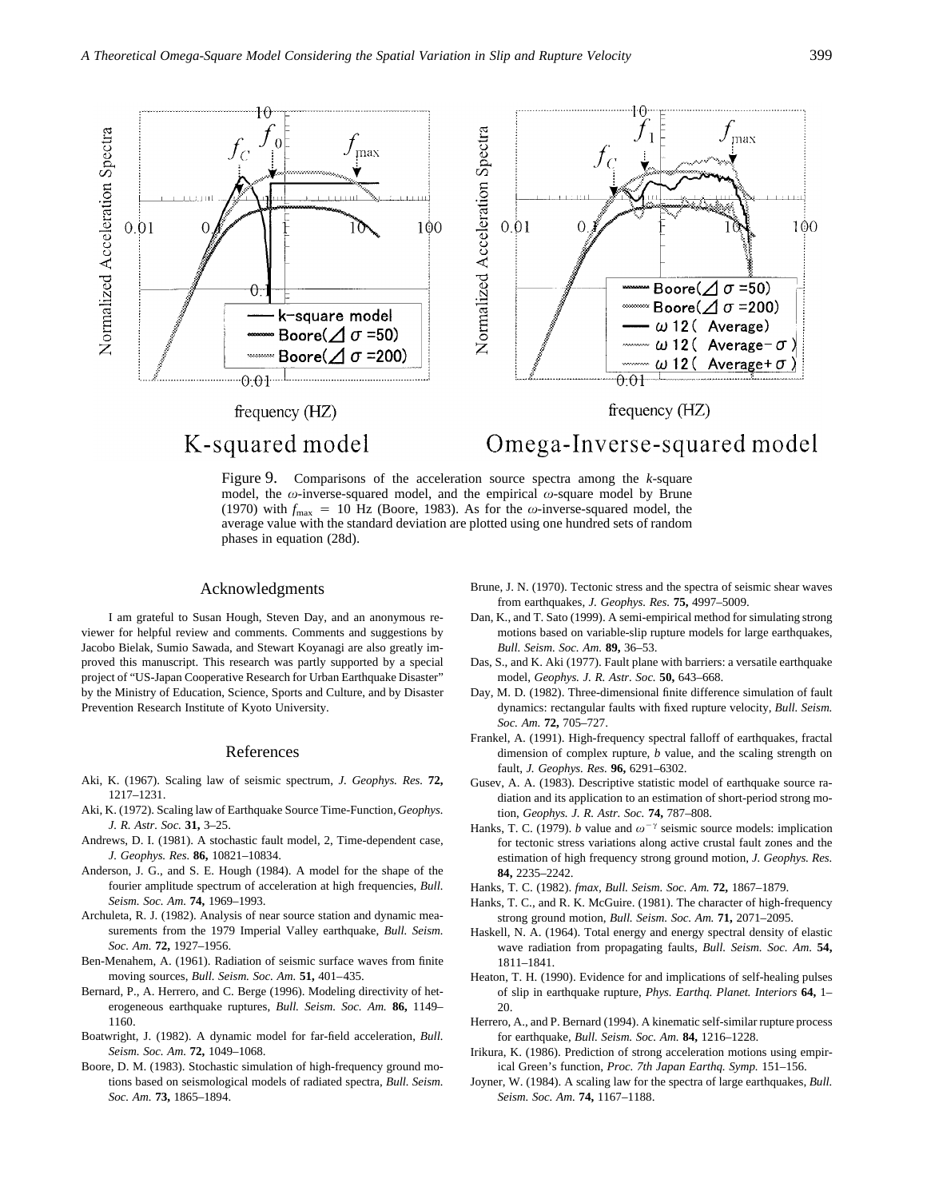Figure 9. Comparisons of the acceleration source spectra among the *k*-square model, the $\omega$-inverse-squared model, and the empirical $\omega$-square model by Brune (1970) with $f_{max}$ = 10 Hz (Boore, 1983). As for the $\omega$-inverse-squared model, the average value with the standard deviation are plotted using one hundred sets of random phases in equation (28d).

## Acknowledgments

I am grateful to Susan Hough, Steven Day, and an anonymous reviewer for helpful review and comments. Comments and suggestions by Jacobo Bielak, Sumio Sawada, and Stewart Koyanagi are also greatly improved this manuscript. This research was partly supported by a special project of "US-Japan Cooperative Research for Urban Earthquake Disaster" by the Ministry of Education, Science, Sports and Culture, and by Disaster Prevention Research Institute of Kyoto University.

## References

Aki, K. (1967). Scaling law of seismic spectrum, *J. Geophys. Res.* **72,** 1217–1231.

Aki, K. (1972). Scaling law of Earthquake Source Time-Function, *Geophys. J. R. Astr. Soc.* **31,** 3–25.

Andrews, D. I. (1981). A stochastic fault model, 2, Time-dependent case, *J. Geophys. Res.* **86,** 10821–10834.

Anderson, J. G., and S. E. Hough (1984). A model for the shape of the fourier amplitude spectrum of acceleration at high frequencies, *Bull. Seism. Soc. Am.* **74,** 1969–1993.

Archuleta, R. J. (1982). Analysis of near source station and dynamic measurements from the 1979 Imperial Valley earthquake, *Bull. Seism. Soc. Am.* **72,** 1927–1956.

Ben-Menahem, A. (1961). Radiation of seismic surface waves from finite moving sources, *Bull. Seism. Soc. Am.* **51,** 401–435.

Bernard, P., A. Herrero, and C. Berge (1996). Modeling directivity of heterogeneous earthquake ruptures, *Bull. Seism. Soc. Am.* **86,** 1149–1160.

Boatwright, J. (1982). A dynamic model for far-field acceleration, *Bull. Seism. Soc. Am.* **72,** 1049–1068.

Boore, D. M. (1983). Stochastic simulation of high-frequency ground motions based on seismological models of radiated spectra, *Bull. Seism. Soc. Am.* **73,** 1865–1894.

Brune, J. N. (1970). Tectonic stress and the spectra of seismic shear waves from earthquakes, *J. Geophys. Res.* **75,** 4997–5009.

Dan, K., and T. Sato (1999). A semi-empirical method for simulating strong motions based on variable-slip rupture models for large earthquakes, *Bull. Seism. Soc. Am.* **89,** 36–53.

Das, S., and K. Aki (1977). Fault plane with barriers: a versatile earthquake model, *Geophys. J. R. Astr. Soc.* **50,** 643–668.

Day, M. D. (1982). Three-dimensional finite difference simulation of fault dynamics: rectangular faults with fixed rupture velocity, *Bull. Seism. Soc. Am.* **72,** 705–727.

Frankel, A. (1991). High-frequency spectral falloff of earthquakes, fractal dimension of complex rupture, *b* value, and the scaling strength on fault, *J. Geophys. Res.* **96,** 6291–6302.

Gusev, A. A. (1983). Descriptive statistic model of earthquake source radiation and its application to an estimation of short-period strong motion, *Geophys. J. R. Astr. Soc.* **74,** 787–808.

Hanks, T. C. (1979). *b* value and $\omega^{-\gamma}$ seismic source models: implication for tectonic stress variations along active crustal fault zones and the estimation of high frequency strong ground motion, *J. Geophys. Res.* **84,** 2235–2242.

Hanks, T. C. (1982). *fmax*, *Bull. Seism. Soc. Am.* **72,** 1867–1879.

Hanks, T. C., and R. K. McGuire. (1981). The character of high-frequency strong ground motion, *Bull. Seism. Soc. Am.* **71,** 2071–2095.

Haskell, N. A. (1964). Total energy and energy spectral density of elastic wave radiation from propagating faults, *Bull. Seism. Soc. Am.* **54,** 1811–1841.

Heaton, T. H. (1990). Evidence for and implications of self-healing pulses of slip in earthquake rupture, *Phys. Earthq. Planet. Interiors* **64,** 1–20.

Herrero, A., and P. Bernard (1994). A kinematic self-similar rupture process for earthquake, *Bull. Seism. Soc. Am.* **84,** 1216–1228.

Irikura, K. (1986). Prediction of strong acceleration motions using empirical Green's function, *Proc. 7th Japan Earthq. Symp.* 151–156.

Joyner, W. (1984). A scaling law for the spectra of large earthquakes, *Bull. Seism. Soc. Am.* **74,** 1167–1188.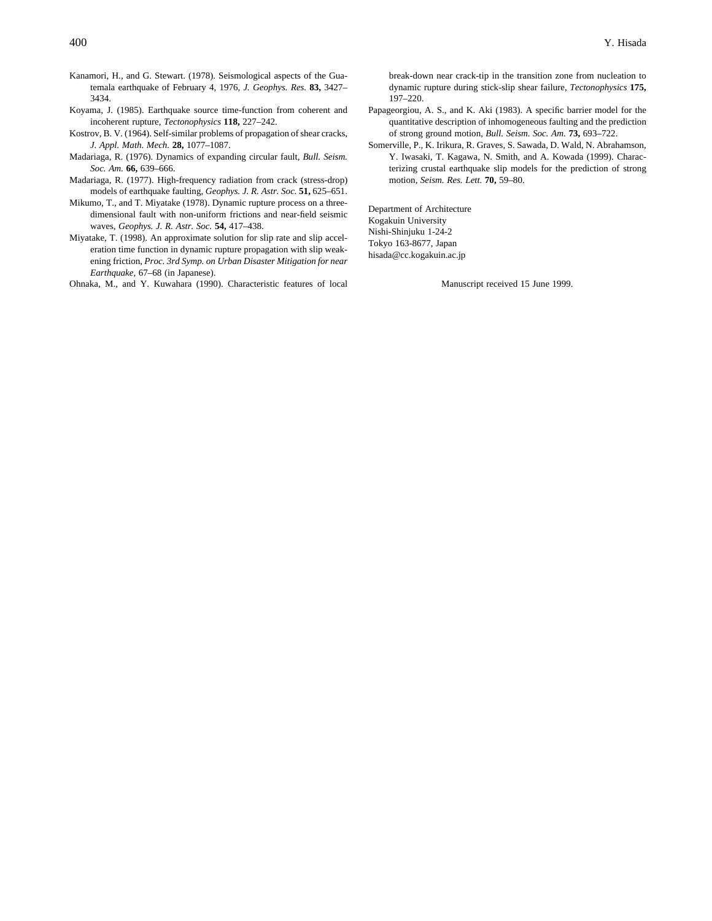Kanamori, H., and G. Stewart. (1978). Seismological aspects of the Guatemala earthquake of February 4, 1976, *J. Geophys. Res.* **83,** 3427–3434.

Koyama, J. (1985). Earthquake source time-function from coherent and incoherent rupture, *Tectonophysics* **118,** 227–242.

Kostrov, B. V. (1964). Self-similar problems of propagation of shear cracks, *J. Appl. Math. Mech.* **28,** 1077–1087.

Madariaga, R. (1976). Dynamics of expanding circular fault, *Bull. Seism. Soc. Am.* **66,** 639–666.

Madariaga, R. (1977). High-frequency radiation from crack (stress-drop) models of earthquake faulting, *Geophys. J. R. Astr. Soc.* **51,** 625–651.

Mikumo, T., and T. Miyatake (1978). Dynamic rupture process on a three-dimensional fault with non-uniform frictions and near-field seismic waves, *Geophys. J. R. Astr. Soc.* **54,** 417–438.

Miyatake, T. (1998). An approximate solution for slip rate and slip acceleration time function in dynamic rupture propagation with slip weakening friction, *Proc. 3rd Symp. on Urban Disaster Mitigation for near Earthquake,* 67–68 (in Japanese).

Ohnaka, M., and Y. Kuwahara (1990). Characteristic features of local break-down near crack-tip in the transition zone from nucleation to dynamic rupture during stick-slip shear failure, *Tectonophysics* **175,** 197–220.

Papageorgiou, A. S., and K. Aki (1983). A specific barrier model for the quantitative description of inhomogeneous faulting and the prediction of strong ground motion, *Bull. Seism. Soc. Am.* **73,** 693–722.

Somerville, P., K. Irikura, R. Graves, S. Sawada, D. Wald, N. Abrahamson, Y. Iwasaki, T. Kagawa, N. Smith, and A. Kowada (1999). Characterizing crustal earthquake slip models for the prediction of strong motion, *Seism. Res. Lett.* **70,** 59–80.

Department of Architecture
Kogakuin University
Nishi-Shinjuku 1-24-2
Tokyo 163-8677, Japan
hisada@cc.kogakuin.ac.jp

Manuscript received 15 June 1999.